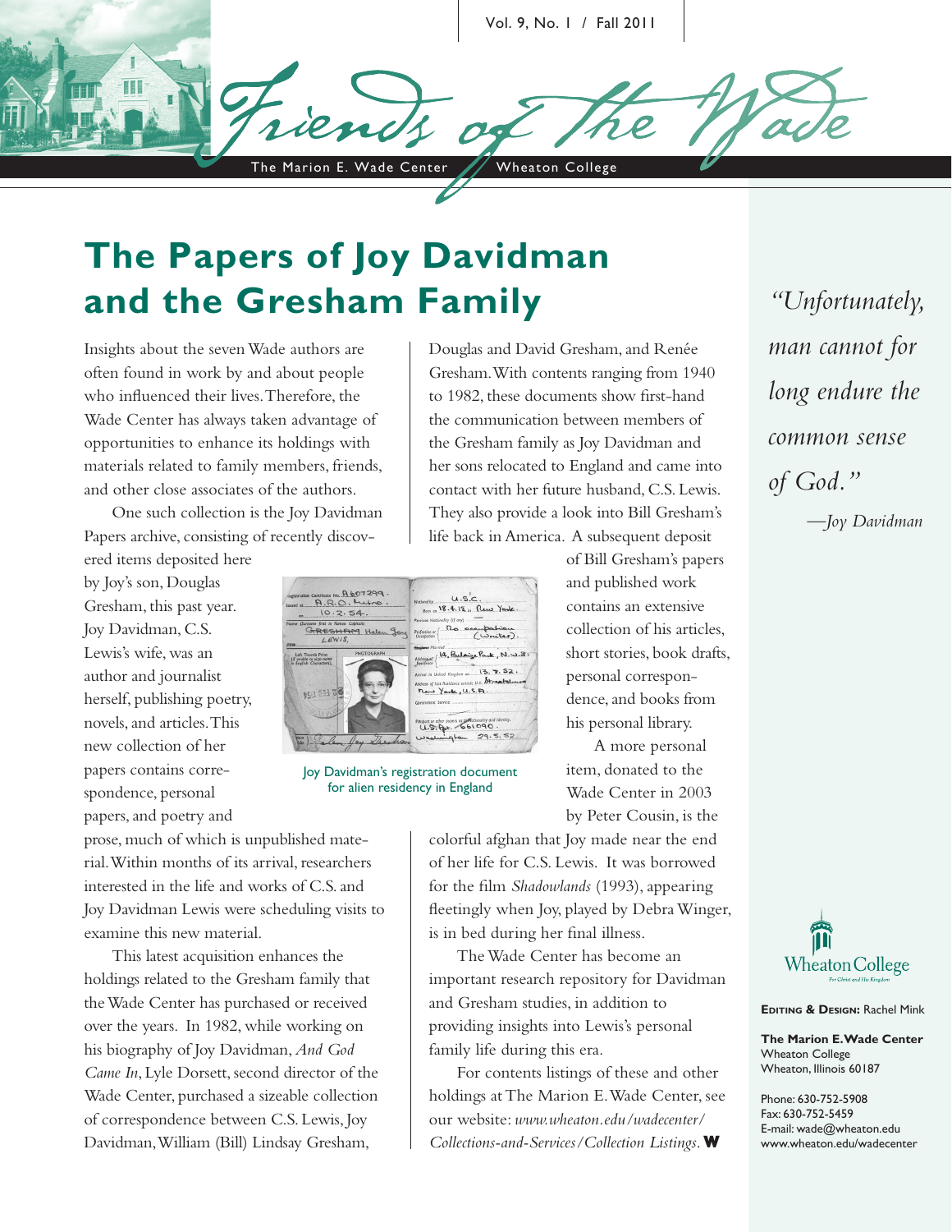# The Papers of Joy Davidman and the Gresham Family

Insights about the seven Wade authors are often found in work by and about people who influenced their lives. Therefore, the Wade Center has always taken advantage of opportunities to enhance its holdings with materials related to family members, friends, and other close associates of the authors.

One such collection is the Joy Davidman Papers archive, consisting of recently discovered items deposited here by Joy's son, Douglas Gresham, this past year. Joy Davidman, C.S. Lewis's wife, was an author and journalist herself, publishing poetry, novels, and articles. This new collection of her papers contains correspondence, personal papers, and poetry and prose, much of which is unpublished material. Within months of its arrival, researchers interested in the life and works of C.S. and Joy Davidman Lewis were scheduling visits to examine this new material.

This latest acquisition enhances the holdings related to the Gresham family that the Wade Center has purchased or received over the years. In 1982, while working on his biography of Joy Davidman, *And God Came In*, Lyle Dorsett, second director of the Wade Center, purchased a sizeable collection of correspondence between C.S. Lewis, Joy Davidman, William (Bill) Lindsay Gresham, Douglas and David Gresham, and Renée Gresham. With contents ranging from 1940 to 1982, these documents show first-hand the communication between members of the Gresham family as Joy Davidman and her sons relocated to England and came into contact with her future husband, C.S. Lewis. They also provide a look into Bill Gresham's life back in America. A subsequent deposit of Bill Gresham's papers and published work contains an extensive collection of his articles, short stories, book drafts, personal correspondence, and books from his personal library.

Joy Davidman's registration document for alien residency in England

A more personal item, donated to the Wade Center in 2003 by Peter Cousin, is the colorful afghan that Joy made near the end of her life for C.S. Lewis. It was borrowed for the film *Shadowlands* (1993), appearing fleetingly when Joy, played by Debra Winger, is in bed during her final illness.

The Wade Center has become an important research repository for Davidman and Gresham studies, in addition to providing insights into Lewis's personal family life during this era.

For contents listings of these and other holdings at The Marion E. Wade Center, see our website: *www.wheaton.edu/wadecenter/Collections-and-Services/Collection Listings*.

*"Unfortunately, man cannot for long endure the common sense of God."*

*—Joy Davidman*

**Editing & Design:** Rachel Mink

**The Marion E. Wade Center**
Wheaton College
Wheaton, Illinois 60187

Phone: 630-752-5908
Fax: 630-752-5459
E-mail: wade@wheaton.edu
www.wheaton.edu/wadecenter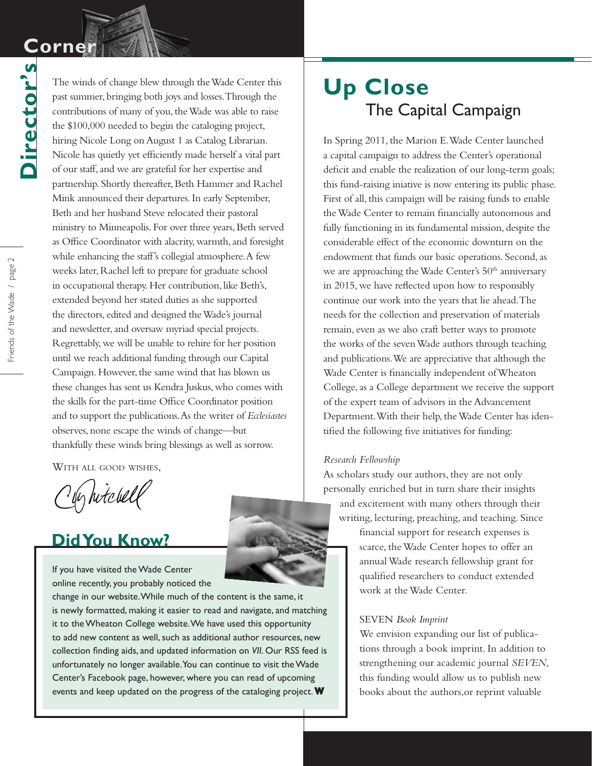# Director's Corner

The winds of change blew through the Wade Center this past summer, bringing both joys and losses. Through the contributions of many of you, the Wade was able to raise the $100,000 needed to begin the cataloging project, hiring Nicole Long on August 1 as Catalog Librarian. Nicole has quietly yet efficiently made herself a vital part of our staff, and we are grateful for her expertise and partnership. Shortly thereafter, Beth Hammer and Rachel Mink announced their departures. In early September, Beth and her husband Steve relocated their pastoral ministry to Minneapolis. For over three years, Beth served as Office Coordinator with alacrity, warmth, and foresight while enhancing the staff's collegial atmosphere. A few weeks later, Rachel left to prepare for graduate school in occupational therapy. Her contribution, like Beth's, extended beyond her stated duties as she supported the directors, edited and designed the Wade's journal and newsletter, and oversaw myriad special projects. Regrettably, we will be unable to rehire for her position until we reach additional funding through our Capital Campaign. However, the same wind that has blown us these changes has sent us Kendra Juskus, who comes with the skills for the part-time Office Coordinator position and to support the publications. As the writer of *Ecclesiastes* observes, none escape the winds of change—but thankfully these winds bring blessings as well as sorrow.

WITH ALL GOOD WISHES,

C. Mitchell

## Did You Know?

If you have visited the Wade Center online recently, you probably noticed the change in our website. While much of the content is the same, it is newly formatted, making it easier to read and navigate, and matching it to the Wheaton College website. We have used this opportunity to add new content as well, such as additional author resources, new collection finding aids, and updated information on *VII*. Our RSS feed is unfortunately no longer available. You can continue to visit the Wade Center's Facebook page, however, where you can read of upcoming events and keep updated on the progress of the cataloging project. **W**

# Up Close
## The Capital Campaign

In Spring 2011, the Marion E. Wade Center launched a capital campaign to address the Center's operational deficit and enable the realization of our long-term goals; this fund-raising iniative is now entering its public phase. First of all, this campaign will be raising funds to enable the Wade Center to remain financially autonomous and fully functioning in its fundamental mission, despite the considerable effect of the economic downturn on the endowment that funds our basic operations. Second, as we are approaching the Wade Center's 50th anniversary in 2015, we have reflected upon how to responsibly continue our work into the years that lie ahead. The needs for the collection and preservation of materials remain, even as we also craft better ways to promote the works of the seven Wade authors through teaching and publications. We are appreciative that although the Wade Center is financially independent of Wheaton College, as a College department we receive the support of the expert team of advisors in the Advancement Department. With their help, the Wade Center has identified the following five initiatives for funding:

*Research Fellowship*

As scholars study our authors, they are not only personally enriched but in turn share their insights and excitement with many others through their writing, lecturing, preaching, and teaching. Since financial support for research expenses is scarce, the Wade Center hopes to offer an annual Wade research fellowship grant for qualified researchers to conduct extended work at the Wade Center.

SEVEN *Book Imprint*

We envision expanding our list of publications through a book imprint. In addition to strengthening our academic journal *SEVEN*, this funding would allow us to publish new books about the authors,or reprint valuable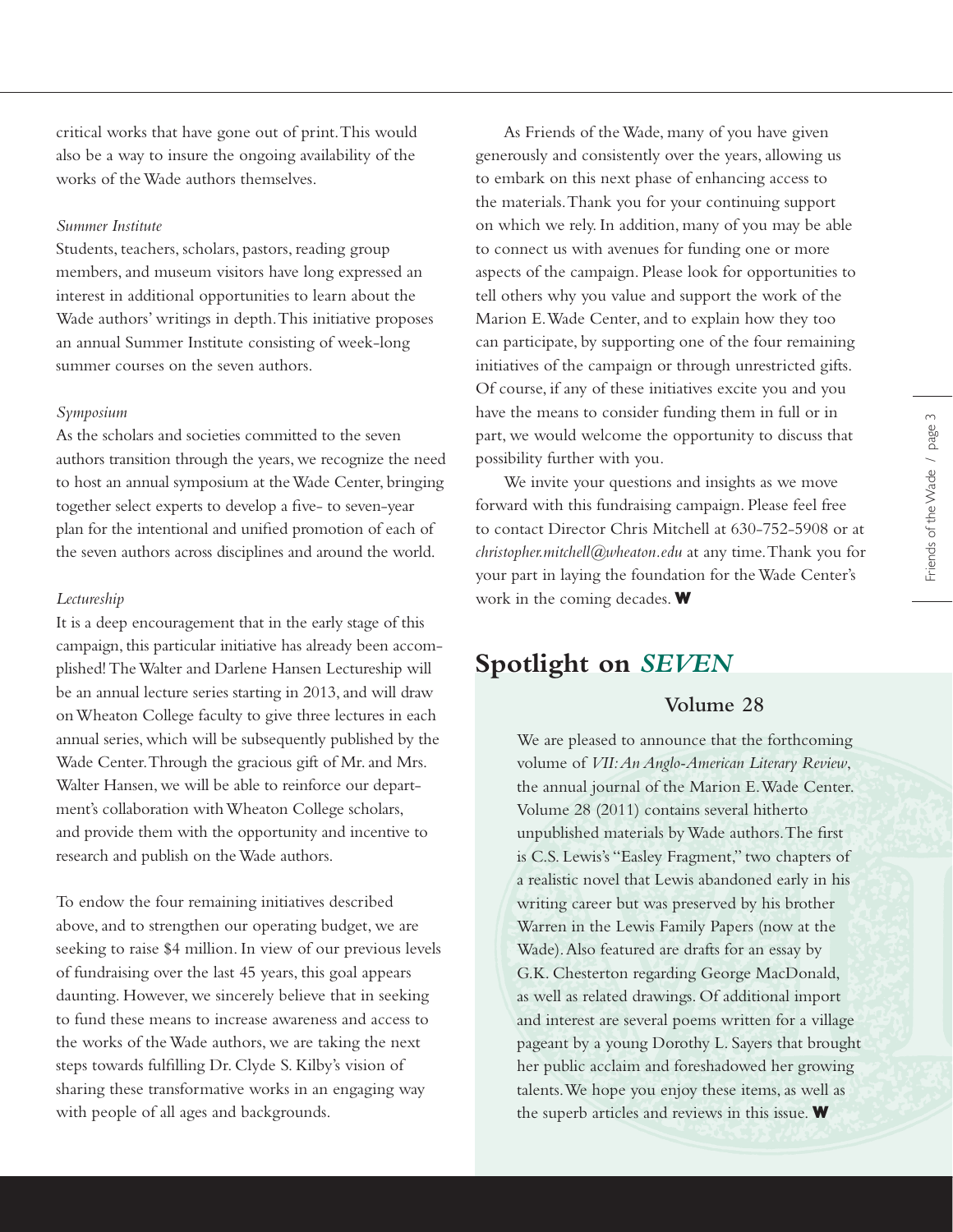critical works that have gone out of print. This would also be a way to insure the ongoing availability of the works of the Wade authors themselves.

*Summer Institute*

Students, teachers, scholars, pastors, reading group members, and museum visitors have long expressed an interest in additional opportunities to learn about the Wade authors' writings in depth. This initiative proposes an annual Summer Institute consisting of week-long summer courses on the seven authors.

*Symposium*

As the scholars and societies committed to the seven authors transition through the years, we recognize the need to host an annual symposium at the Wade Center, bringing together select experts to develop a five- to seven-year plan for the intentional and unified promotion of each of the seven authors across disciplines and around the world.

*Lectureship*

It is a deep encouragement that in the early stage of this campaign, this particular initiative has already been accomplished! The Walter and Darlene Hansen Lectureship will be an annual lecture series starting in 2013, and will draw on Wheaton College faculty to give three lectures in each annual series, which will be subsequently published by the Wade Center. Through the gracious gift of Mr. and Mrs. Walter Hansen, we will be able to reinforce our department's collaboration with Wheaton College scholars, and provide them with the opportunity and incentive to research and publish on the Wade authors.

To endow the four remaining initiatives described above, and to strengthen our operating budget, we are seeking to raise $4 million. In view of our previous levels of fundraising over the last 45 years, this goal appears daunting. However, we sincerely believe that in seeking to fund these means to increase awareness and access to the works of the Wade authors, we are taking the next steps towards fulfilling Dr. Clyde S. Kilby's vision of sharing these transformative works in an engaging way with people of all ages and backgrounds.

As Friends of the Wade, many of you have given generously and consistently over the years, allowing us to embark on this next phase of enhancing access to the materials. Thank you for your continuing support on which we rely. In addition, many of you may be able to connect us with avenues for funding one or more aspects of the campaign. Please look for opportunities to tell others why you value and support the work of the Marion E. Wade Center, and to explain how they too can participate, by supporting one of the four remaining initiatives of the campaign or through unrestricted gifts. Of course, if any of these initiatives excite you and you have the means to consider funding them in full or in part, we would welcome the opportunity to discuss that possibility further with you.

We invite your questions and insights as we move forward with this fundraising campaign. Please feel free to contact Director Chris Mitchell at 630-752-5908 or at *christopher.mitchell@wheaton.edu* at any time. Thank you for your part in laying the foundation for the Wade Center's work in the coming decades. **W**

## Spotlight on *SEVEN*

### Volume 28

We are pleased to announce that the forthcoming volume of *VII: An Anglo-American Literary Review*, the annual journal of the Marion E. Wade Center. Volume 28 (2011) contains several hitherto unpublished materials by Wade authors. The first is C.S. Lewis's "Easley Fragment," two chapters of a realistic novel that Lewis abandoned early in his writing career but was preserved by his brother Warren in the Lewis Family Papers (now at the Wade). Also featured are drafts for an essay by G.K. Chesterton regarding George MacDonald, as well as related drawings. Of additional import and interest are several poems written for a village pageant by a young Dorothy L. Sayers that brought her public acclaim and foreshadowed her growing talents. We hope you enjoy these items, as well as the superb articles and reviews in this issue. **W**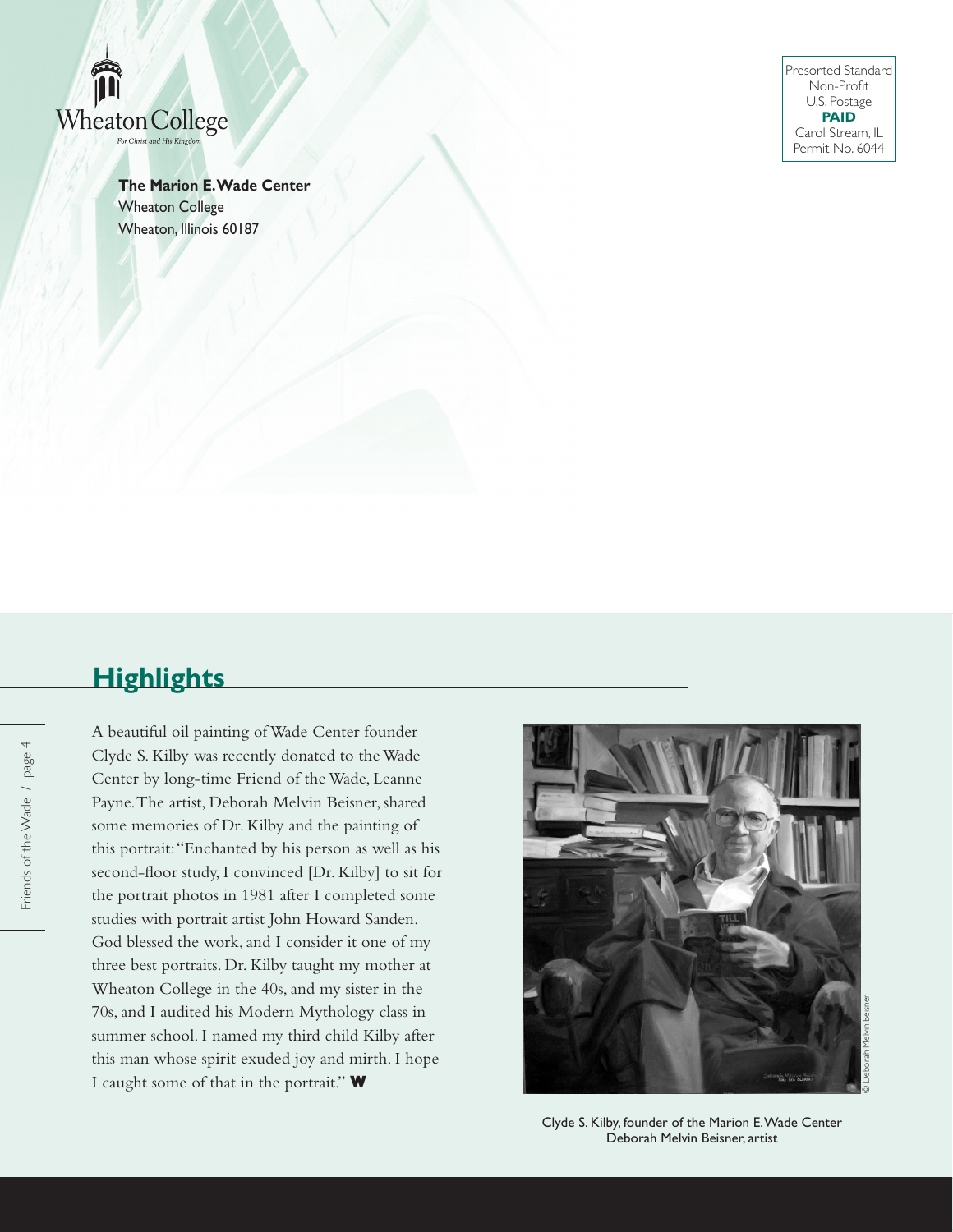Wheaton College

*For Christ and His Kingdom*

**The Marion E. Wade Center**
Wheaton College
Wheaton, Illinois 60187

Presorted Standard
Non-Profit
U.S. Postage
**PAID**
Carol Stream, IL
Permit No. 6044

## Highlights

A beautiful oil painting of Wade Center founder Clyde S. Kilby was recently donated to the Wade Center by long-time Friend of the Wade, Leanne Payne. The artist, Deborah Melvin Beisner, shared some memories of Dr. Kilby and the painting of this portrait: "Enchanted by his person as well as his second-floor study, I convinced [Dr. Kilby] to sit for the portrait photos in 1981 after I completed some studies with portrait artist John Howard Sanden. God blessed the work, and I consider it one of my three best portraits. Dr. Kilby taught my mother at Wheaton College in the 40s, and my sister in the 70s, and I audited his Modern Mythology class in summer school. I named my third child Kilby after this man whose spirit exuded joy and mirth. I hope I caught some of that in the portrait." **W**

© Deborah Melvin Beisner

Clyde S. Kilby, founder of the Marion E. Wade Center
Deborah Melvin Beisner, artist